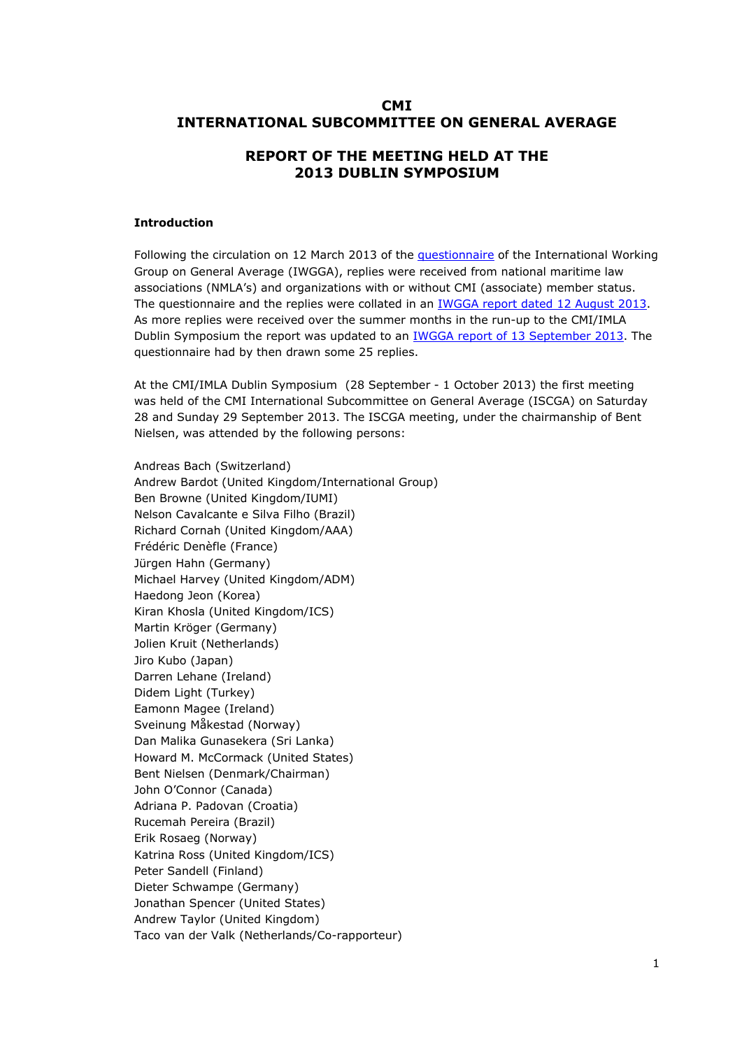# CMI
# INTERNATIONAL SUBCOMMITTEE ON GENERAL AVERAGE

## REPORT OF THE MEETING HELD AT THE 2013 DUBLIN SYMPOSIUM

### Introduction

Following the circulation on 12 March 2013 of the questionnaire of the International Working Group on General Average (IWGGA), replies were received from national maritime law associations (NMLA's) and organizations with or without CMI (associate) member status. The questionnaire and the replies were collated in an IWGGA report dated 12 August 2013. As more replies were received over the summer months in the run-up to the CMI/IMLA Dublin Symposium the report was updated to an IWGGA report of 13 September 2013. The questionnaire had by then drawn some 25 replies.

At the CMI/IMLA Dublin Symposium (28 September - 1 October 2013) the first meeting was held of the CMI International Subcommittee on General Average (ISCGA) on Saturday 28 and Sunday 29 September 2013. The ISCGA meeting, under the chairmanship of Bent Nielsen, was attended by the following persons:

Andreas Bach (Switzerland)
Andrew Bardot (United Kingdom/International Group)
Ben Browne (United Kingdom/IUMI)
Nelson Cavalcante e Silva Filho (Brazil)
Richard Cornah (United Kingdom/AAA)
Frédéric Denèfle (France)
Jürgen Hahn (Germany)
Michael Harvey (United Kingdom/ADM)
Haedong Jeon (Korea)
Kiran Khosla (United Kingdom/ICS)
Martin Kröger (Germany)
Jolien Kruit (Netherlands)
Jiro Kubo (Japan)
Darren Lehane (Ireland)
Didem Light (Turkey)
Eamonn Magee (Ireland)
Sveinung Måkestad (Norway)
Dan Malika Gunasekera (Sri Lanka)
Howard M. McCormack (United States)
Bent Nielsen (Denmark/Chairman)
John O'Connor (Canada)
Adriana P. Padovan (Croatia)
Rucemah Pereira (Brazil)
Erik Rosaeg (Norway)
Katrina Ross (United Kingdom/ICS)
Peter Sandell (Finland)
Dieter Schwampe (Germany)
Jonathan Spencer (United States)
Andrew Taylor (United Kingdom)
Taco van der Valk (Netherlands/Co-rapporteur)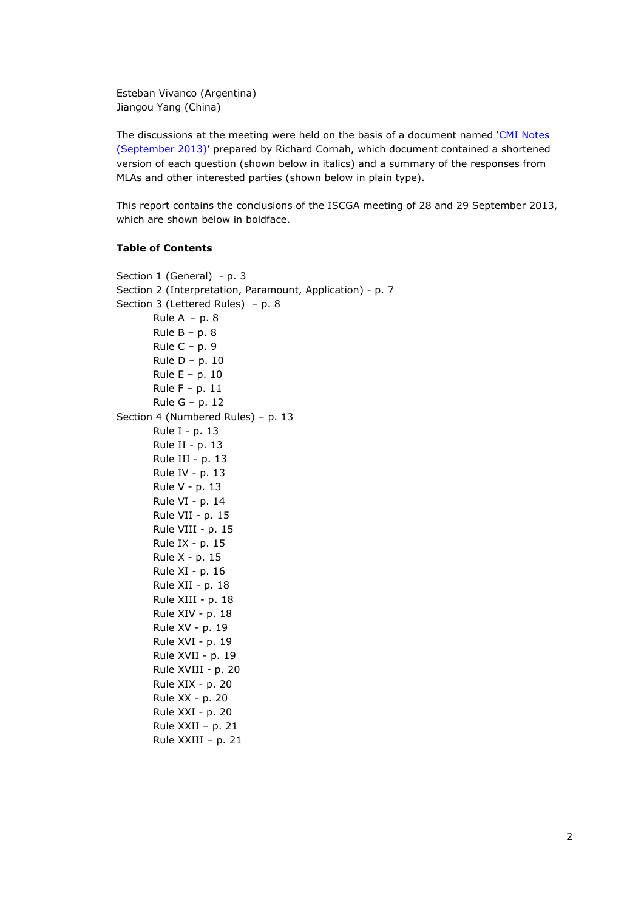Esteban Vivanco (Argentina)
Jiangou Yang (China)

The discussions at the meeting were held on the basis of a document named '[CMI Notes (September 2013)]' prepared by Richard Cornah, which document contained a shortened version of each question (shown below in italics) and a summary of the responses from MLAs and other interested parties (shown below in plain type).

This report contains the conclusions of the ISCGA meeting of 28 and 29 September 2013, which are shown below in boldface.

**Table of Contents**

Section 1 (General) - p. 3
Section 2 (Interpretation, Paramount, Application) - p. 7
Section 3 (Lettered Rules) – p. 8

- Rule A – p. 8
- Rule B – p. 8
- Rule C – p. 9
- Rule D – p. 10
- Rule E – p. 10
- Rule F – p. 11
- Rule G – p. 12

Section 4 (Numbered Rules) – p. 13

- Rule I - p. 13
- Rule II - p. 13
- Rule III - p. 13
- Rule IV - p. 13
- Rule V - p. 13
- Rule VI - p. 14
- Rule VII - p. 15
- Rule VIII - p. 15
- Rule IX - p. 15
- Rule X - p. 15
- Rule XI - p. 16
- Rule XII - p. 18
- Rule XIII - p. 18
- Rule XIV - p. 18
- Rule XV - p. 19
- Rule XVI - p. 19
- Rule XVII - p. 19
- Rule XVIII - p. 20
- Rule XIX - p. 20
- Rule XX - p. 20
- Rule XXI - p. 20
- Rule XXII – p. 21
- Rule XXIII – p. 21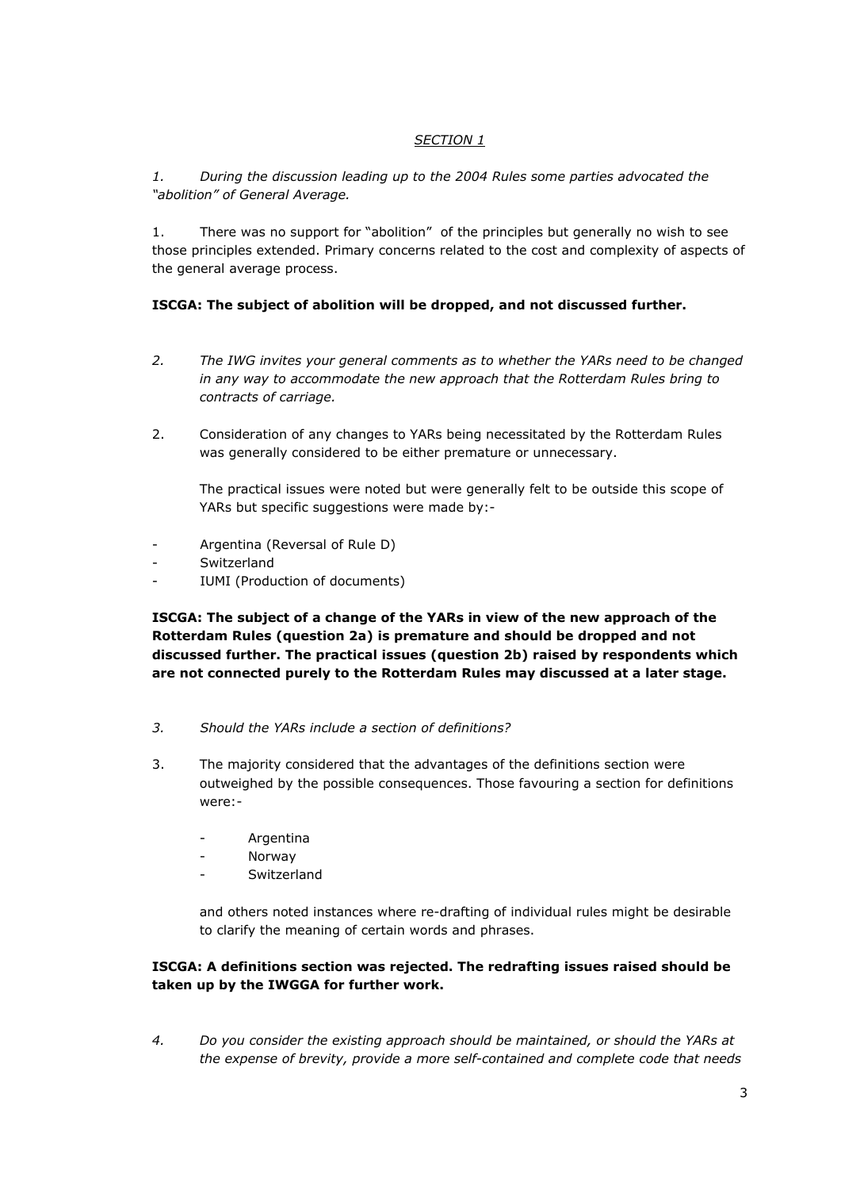*SECTION 1*

*1. During the discussion leading up to the 2004 Rules some parties advocated the "abolition" of General Average.*

1. There was no support for "abolition" of the principles but generally no wish to see those principles extended. Primary concerns related to the cost and complexity of aspects of the general average process.

**ISCGA: The subject of abolition will be dropped, and not discussed further.**

*2. The IWG invites your general comments as to whether the YARs need to be changed in any way to accommodate the new approach that the Rotterdam Rules bring to contracts of carriage.*

2. Consideration of any changes to YARs being necessitated by the Rotterdam Rules was generally considered to be either premature or unnecessary.

   The practical issues were noted but were generally felt to be outside this scope of YARs but specific suggestions were made by:-

- Argentina (Reversal of Rule D)
- Switzerland
- IUMI (Production of documents)

**ISCGA: The subject of a change of the YARs in view of the new approach of the Rotterdam Rules (question 2a) is premature and should be dropped and not discussed further. The practical issues (question 2b) raised by respondents which are not connected purely to the Rotterdam Rules may discussed at a later stage.**

*3. Should the YARs include a section of definitions?*

3. The majority considered that the advantages of the definitions section were outweighed by the possible consequences. Those favouring a section for definitions were:-

   - Argentina
   - Norway
   - Switzerland

   and others noted instances where re-drafting of individual rules might be desirable to clarify the meaning of certain words and phrases.

**ISCGA: A definitions section was rejected. The redrafting issues raised should be taken up by the IWGGA for further work.**

*4. Do you consider the existing approach should be maintained, or should the YARs at the expense of brevity, provide a more self-contained and complete code that needs*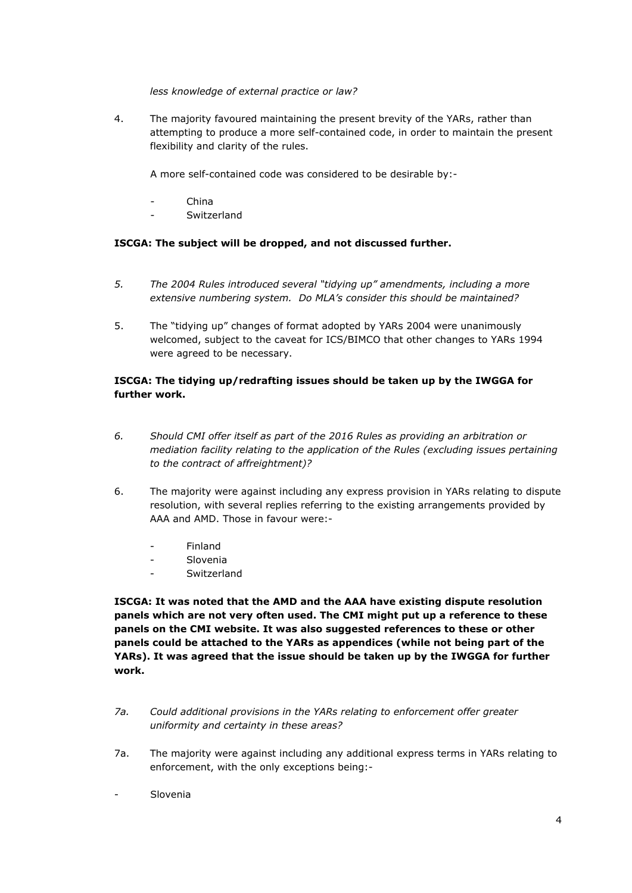*less knowledge of external practice or law?*

4. The majority favoured maintaining the present brevity of the YARs, rather than attempting to produce a more self-contained code, in order to maintain the present flexibility and clarity of the rules.

   A more self-contained code was considered to be desirable by:-

   - China
   - Switzerland

**ISCGA: The subject will be dropped, and not discussed further.**

*5. The 2004 Rules introduced several "tidying up" amendments, including a more extensive numbering system. Do MLA's consider this should be maintained?*

5. The "tidying up" changes of format adopted by YARs 2004 were unanimously welcomed, subject to the caveat for ICS/BIMCO that other changes to YARs 1994 were agreed to be necessary.

**ISCGA: The tidying up/redrafting issues should be taken up by the IWGGA for further work.**

*6. Should CMI offer itself as part of the 2016 Rules as providing an arbitration or mediation facility relating to the application of the Rules (excluding issues pertaining to the contract of affreightment)?*

6. The majority were against including any express provision in YARs relating to dispute resolution, with several replies referring to the existing arrangements provided by AAA and AMD. Those in favour were:-

   - Finland
   - Slovenia
   - Switzerland

**ISCGA: It was noted that the AMD and the AAA have existing dispute resolution panels which are not very often used. The CMI might put up a reference to these panels on the CMI website. It was also suggested references to these or other panels could be attached to the YARs as appendices (while not being part of the YARs). It was agreed that the issue should be taken up by the IWGGA for further work.**

*7a. Could additional provisions in the YARs relating to enforcement offer greater uniformity and certainty in these areas?*

7a. The majority were against including any additional express terms in YARs relating to enforcement, with the only exceptions being:-

- Slovenia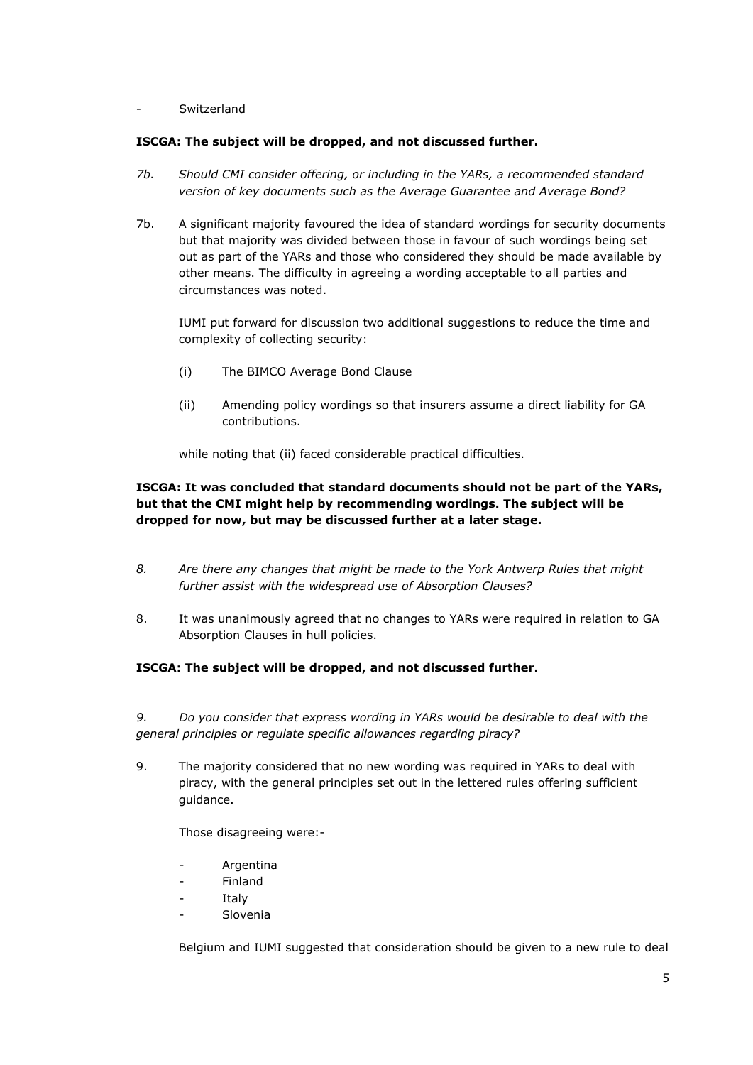- Switzerland

**ISCGA: The subject will be dropped, and not discussed further.**

*7b. Should CMI consider offering, or including in the YARs, a recommended standard version of key documents such as the Average Guarantee and Average Bond?*

7b. A significant majority favoured the idea of standard wordings for security documents but that majority was divided between those in favour of such wordings being set out as part of the YARs and those who considered they should be made available by other means. The difficulty in agreeing a wording acceptable to all parties and circumstances was noted.

IUMI put forward for discussion two additional suggestions to reduce the time and complexity of collecting security:

(i) The BIMCO Average Bond Clause

(ii) Amending policy wordings so that insurers assume a direct liability for GA contributions.

while noting that (ii) faced considerable practical difficulties.

**ISCGA: It was concluded that standard documents should not be part of the YARs, but that the CMI might help by recommending wordings. The subject will be dropped for now, but may be discussed further at a later stage.**

*8. Are there any changes that might be made to the York Antwerp Rules that might further assist with the widespread use of Absorption Clauses?*

8. It was unanimously agreed that no changes to YARs were required in relation to GA Absorption Clauses in hull policies.

**ISCGA: The subject will be dropped, and not discussed further.**

*9. Do you consider that express wording in YARs would be desirable to deal with the general principles or regulate specific allowances regarding piracy?*

9. The majority considered that no new wording was required in YARs to deal with piracy, with the general principles set out in the lettered rules offering sufficient guidance.

Those disagreeing were:-

- Argentina
- Finland
- Italy
- Slovenia

Belgium and IUMI suggested that consideration should be given to a new rule to deal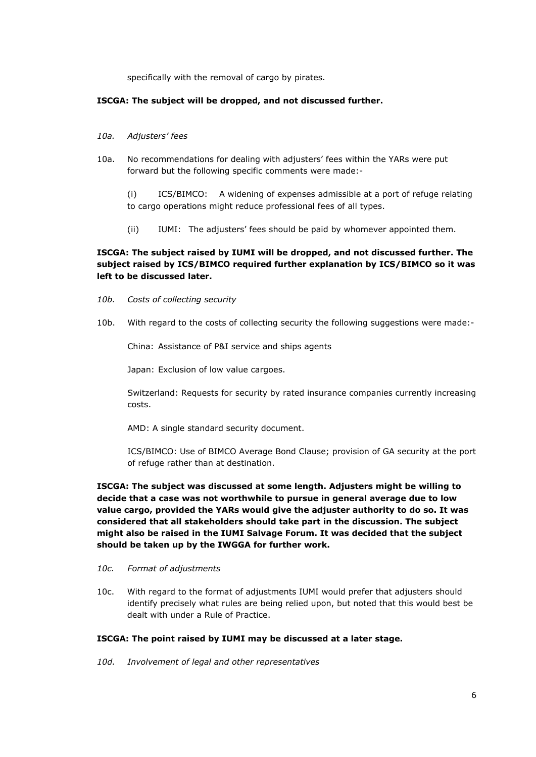specifically with the removal of cargo by pirates.

**ISCGA: The subject will be dropped, and not discussed further.**

*10a. Adjusters' fees*

10a. No recommendations for dealing with adjusters' fees within the YARs were put forward but the following specific comments were made:-

(i) ICS/BIMCO: A widening of expenses admissible at a port of refuge relating to cargo operations might reduce professional fees of all types.

(ii) IUMI: The adjusters' fees should be paid by whomever appointed them.

**ISCGA: The subject raised by IUMI will be dropped, and not discussed further. The subject raised by ICS/BIMCO required further explanation by ICS/BIMCO so it was left to be discussed later.**

*10b. Costs of collecting security*

10b. With regard to the costs of collecting security the following suggestions were made:-

China: Assistance of P&I service and ships agents

Japan: Exclusion of low value cargoes.

Switzerland: Requests for security by rated insurance companies currently increasing costs.

AMD: A single standard security document.

ICS/BIMCO: Use of BIMCO Average Bond Clause; provision of GA security at the port of refuge rather than at destination.

**ISCGA: The subject was discussed at some length. Adjusters might be willing to decide that a case was not worthwhile to pursue in general average due to low value cargo, provided the YARs would give the adjuster authority to do so. It was considered that all stakeholders should take part in the discussion. The subject might also be raised in the IUMI Salvage Forum. It was decided that the subject should be taken up by the IWGGA for further work.**

*10c. Format of adjustments*

10c. With regard to the format of adjustments IUMI would prefer that adjusters should identify precisely what rules are being relied upon, but noted that this would best be dealt with under a Rule of Practice.

**ISCGA: The point raised by IUMI may be discussed at a later stage.**

*10d. Involvement of legal and other representatives*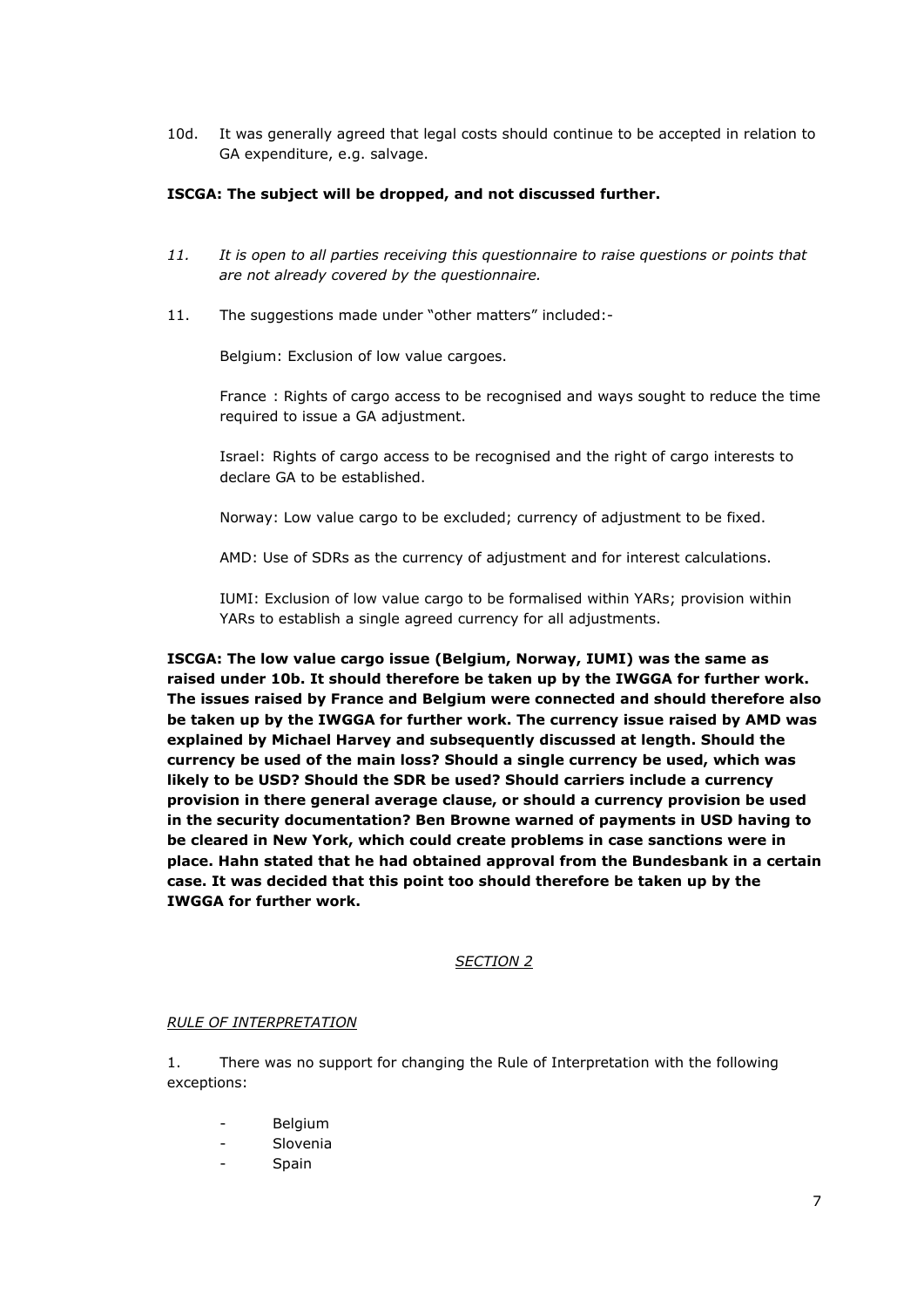10d. It was generally agreed that legal costs should continue to be accepted in relation to GA expenditure, e.g. salvage.

**ISCGA: The subject will be dropped, and not discussed further.**

*11. It is open to all parties receiving this questionnaire to raise questions or points that are not already covered by the questionnaire.*

11. The suggestions made under "other matters" included:-

Belgium: Exclusion of low value cargoes.

France : Rights of cargo access to be recognised and ways sought to reduce the time required to issue a GA adjustment.

Israel: Rights of cargo access to be recognised and the right of cargo interests to declare GA to be established.

Norway: Low value cargo to be excluded; currency of adjustment to be fixed.

AMD: Use of SDRs as the currency of adjustment and for interest calculations.

IUMI: Exclusion of low value cargo to be formalised within YARs; provision within YARs to establish a single agreed currency for all adjustments.

**ISCGA: The low value cargo issue (Belgium, Norway, IUMI) was the same as raised under 10b. It should therefore be taken up by the IWGGA for further work. The issues raised by France and Belgium were connected and should therefore also be taken up by the IWGGA for further work. The currency issue raised by AMD was explained by Michael Harvey and subsequently discussed at length. Should the currency be used of the main loss? Should a single currency be used, which was likely to be USD? Should the SDR be used? Should carriers include a currency provision in there general average clause, or should a currency provision be used in the security documentation? Ben Browne warned of payments in USD having to be cleared in New York, which could create problems in case sanctions were in place. Hahn stated that he had obtained approval from the Bundesbank in a certain case. It was decided that this point too should therefore be taken up by the IWGGA for further work.**

## *SECTION 2*

### *RULE OF INTERPRETATION*

1. There was no support for changing the Rule of Interpretation with the following exceptions:

- Belgium
- Slovenia
- Spain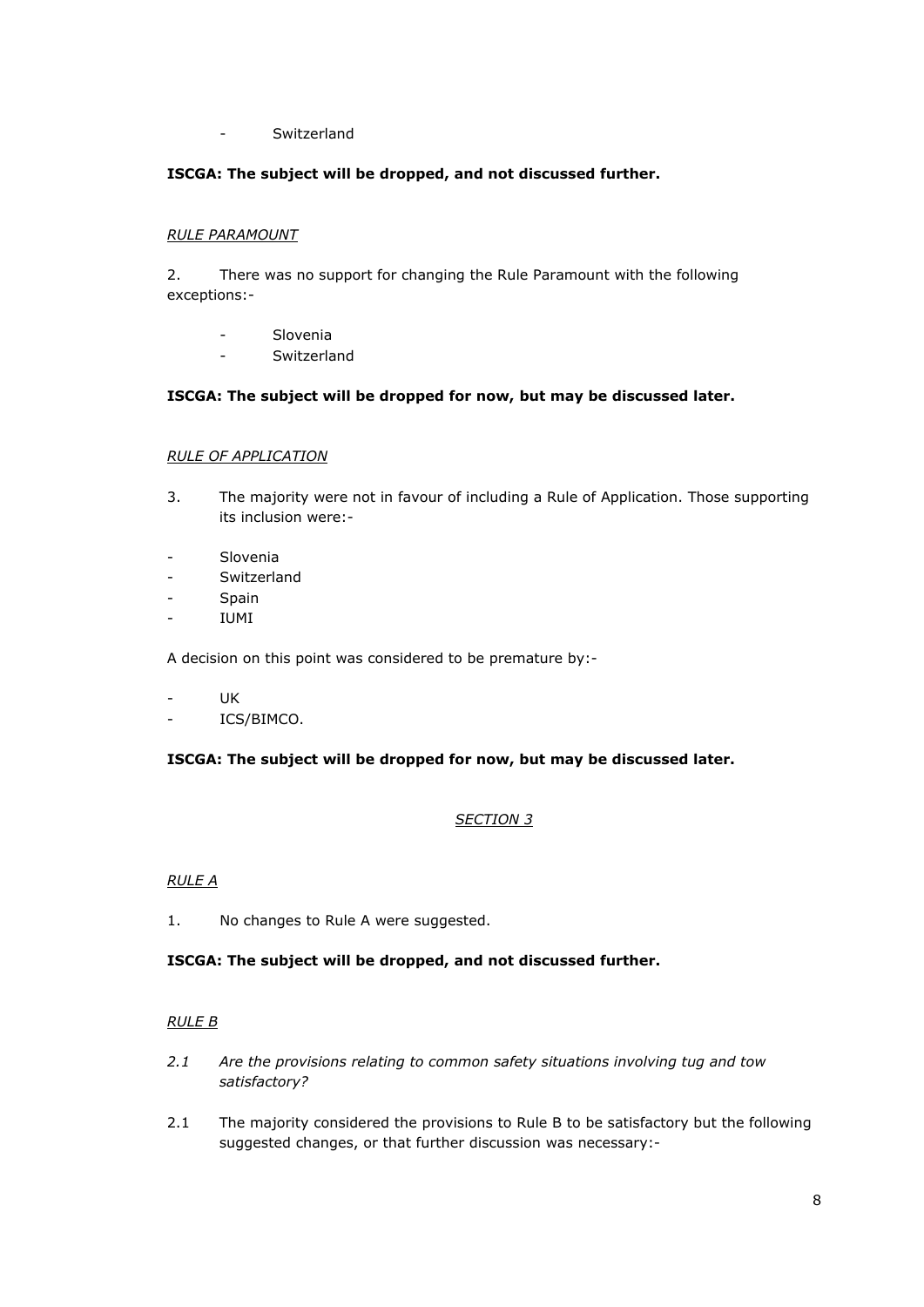- Switzerland

**ISCGA: The subject will be dropped, and not discussed further.**

*RULE PARAMOUNT*

2. There was no support for changing the Rule Paramount with the following exceptions:-

- Slovenia
- Switzerland

**ISCGA: The subject will be dropped for now, but may be discussed later.**

*RULE OF APPLICATION*

3. The majority were not in favour of including a Rule of Application. Those supporting its inclusion were:-

- Slovenia
- Switzerland
- Spain
- IUMI

A decision on this point was considered to be premature by:-

- UK
- ICS/BIMCO.

**ISCGA: The subject will be dropped for now, but may be discussed later.**

## *SECTION 3*

*RULE A*

1. No changes to Rule A were suggested.

**ISCGA: The subject will be dropped, and not discussed further.**

*RULE B*

*2.1 Are the provisions relating to common safety situations involving tug and tow satisfactory?*

2.1 The majority considered the provisions to Rule B to be satisfactory but the following suggested changes, or that further discussion was necessary:-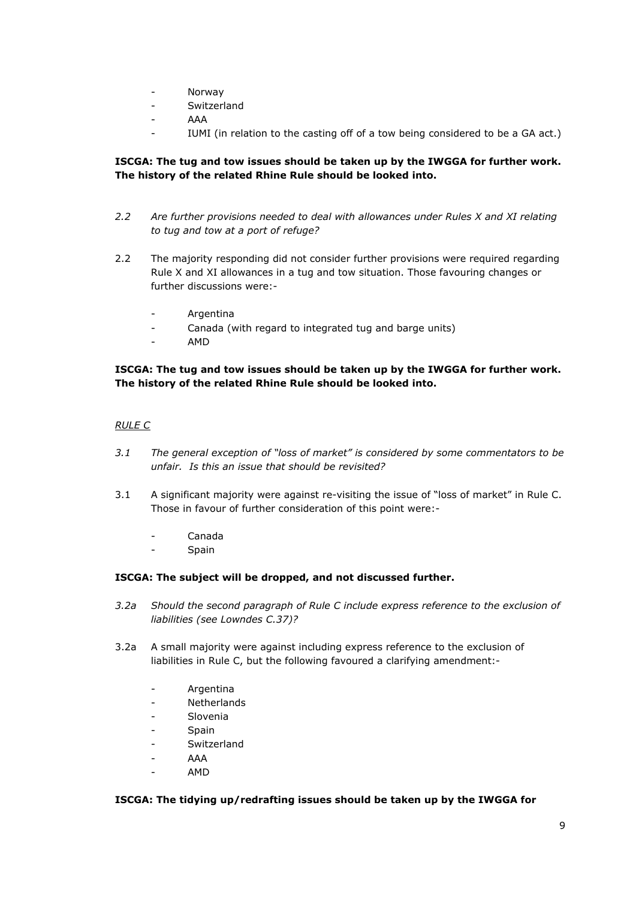- Norway
- Switzerland
- AAA
- IUMI (in relation to the casting off of a tow being considered to be a GA act.)

**ISCGA: The tug and tow issues should be taken up by the IWGGA for further work. The history of the related Rhine Rule should be looked into.**

*2.2 Are further provisions needed to deal with allowances under Rules X and XI relating to tug and tow at a port of refuge?*

2.2 The majority responding did not consider further provisions were required regarding Rule X and XI allowances in a tug and tow situation. Those favouring changes or further discussions were:-

- Argentina
- Canada (with regard to integrated tug and barge units)
- AMD

**ISCGA: The tug and tow issues should be taken up by the IWGGA for further work. The history of the related Rhine Rule should be looked into.**

*RULE C*

*3.1 The general exception of "loss of market" is considered by some commentators to be unfair. Is this an issue that should be revisited?*

3.1 A significant majority were against re-visiting the issue of "loss of market" in Rule C. Those in favour of further consideration of this point were:-

- Canada
- Spain

**ISCGA: The subject will be dropped, and not discussed further.**

*3.2a Should the second paragraph of Rule C include express reference to the exclusion of liabilities (see Lowndes C.37)?*

3.2a A small majority were against including express reference to the exclusion of liabilities in Rule C, but the following favoured a clarifying amendment:-

- Argentina
- Netherlands
- Slovenia
- Spain
- Switzerland
- AAA
- AMD

**ISCGA: The tidying up/redrafting issues should be taken up by the IWGGA for**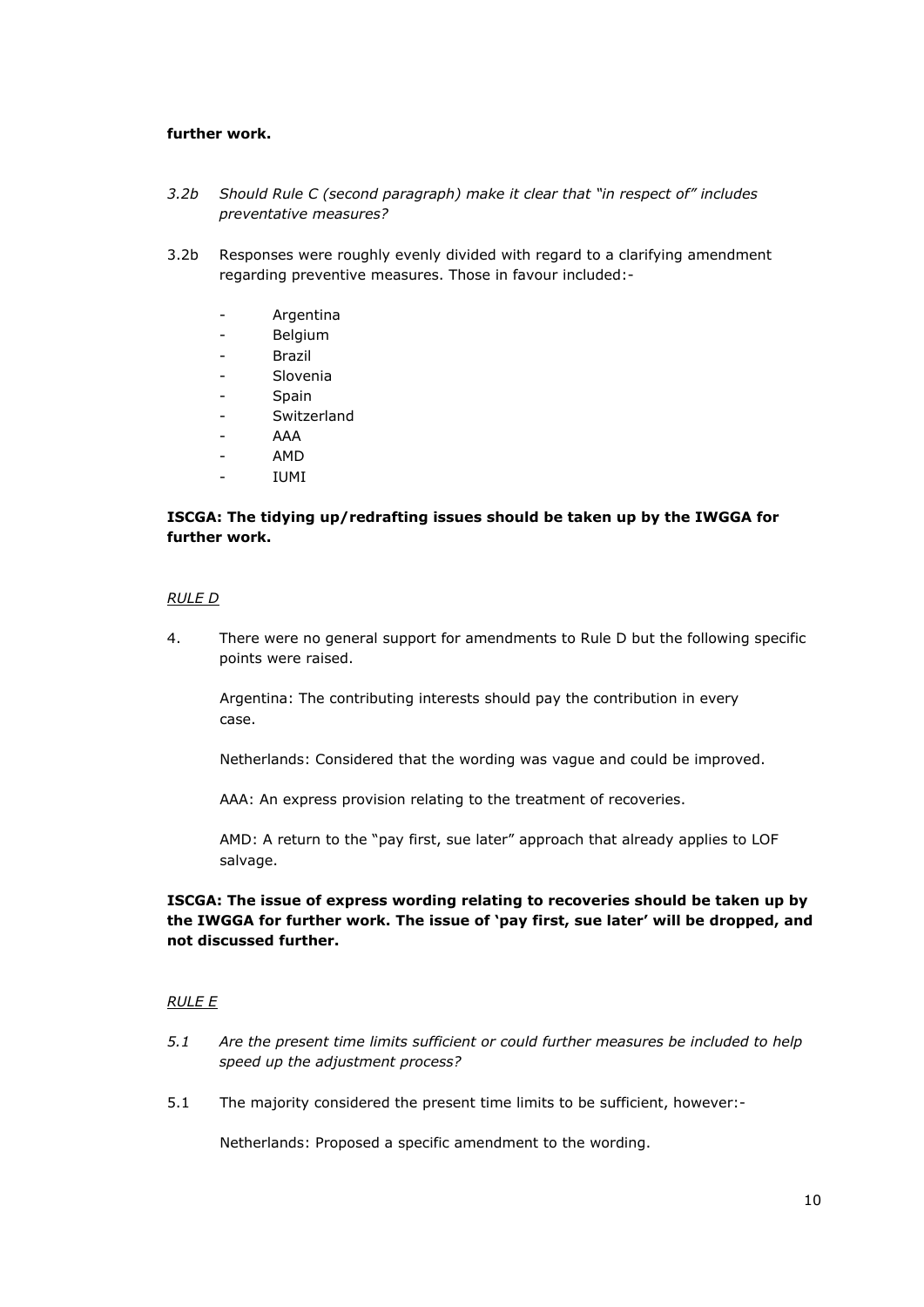**further work.**

*3.2b Should Rule C (second paragraph) make it clear that "in respect of" includes preventative measures?*

3.2b Responses were roughly evenly divided with regard to a clarifying amendment regarding preventive measures. Those in favour included:-

- Argentina
- Belgium
- Brazil
- Slovenia
- Spain
- Switzerland
- AAA
- AMD
- IUMI

**ISCGA: The tidying up/redrafting issues should be taken up by the IWGGA for further work.**

*RULE D*

4. There were no general support for amendments to Rule D but the following specific points were raised.

Argentina: The contributing interests should pay the contribution in every case.

Netherlands: Considered that the wording was vague and could be improved.

AAA: An express provision relating to the treatment of recoveries.

AMD: A return to the "pay first, sue later" approach that already applies to LOF salvage.

**ISCGA: The issue of express wording relating to recoveries should be taken up by the IWGGA for further work. The issue of 'pay first, sue later' will be dropped, and not discussed further.**

*RULE E*

*5.1 Are the present time limits sufficient or could further measures be included to help speed up the adjustment process?*

5.1 The majority considered the present time limits to be sufficient, however:-

Netherlands: Proposed a specific amendment to the wording.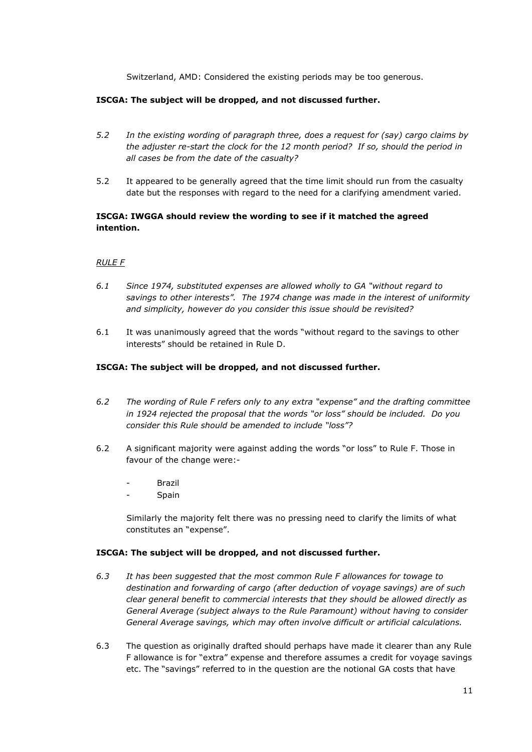Switzerland, AMD: Considered the existing periods may be too generous.

**ISCGA: The subject will be dropped, and not discussed further.**

*5.2 In the existing wording of paragraph three, does a request for (say) cargo claims by the adjuster re-start the clock for the 12 month period? If so, should the period in all cases be from the date of the casualty?*

5.2 It appeared to be generally agreed that the time limit should run from the casualty date but the responses with regard to the need for a clarifying amendment varied.

**ISCGA: IWGGA should review the wording to see if it matched the agreed intention.**

*RULE F*

*6.1 Since 1974, substituted expenses are allowed wholly to GA "without regard to savings to other interests". The 1974 change was made in the interest of uniformity and simplicity, however do you consider this issue should be revisited?*

6.1 It was unanimously agreed that the words "without regard to the savings to other interests" should be retained in Rule D.

**ISCGA: The subject will be dropped, and not discussed further.**

*6.2 The wording of Rule F refers only to any extra "expense" and the drafting committee in 1924 rejected the proposal that the words "or loss" should be included. Do you consider this Rule should be amended to include "loss"?*

6.2 A significant majority were against adding the words "or loss" to Rule F. Those in favour of the change were:-

- Brazil
- Spain

Similarly the majority felt there was no pressing need to clarify the limits of what constitutes an "expense".

**ISCGA: The subject will be dropped, and not discussed further.**

*6.3 It has been suggested that the most common Rule F allowances for towage to destination and forwarding of cargo (after deduction of voyage savings) are of such clear general benefit to commercial interests that they should be allowed directly as General Average (subject always to the Rule Paramount) without having to consider General Average savings, which may often involve difficult or artificial calculations.*

6.3 The question as originally drafted should perhaps have made it clearer than any Rule F allowance is for "extra" expense and therefore assumes a credit for voyage savings etc. The "savings" referred to in the question are the notional GA costs that have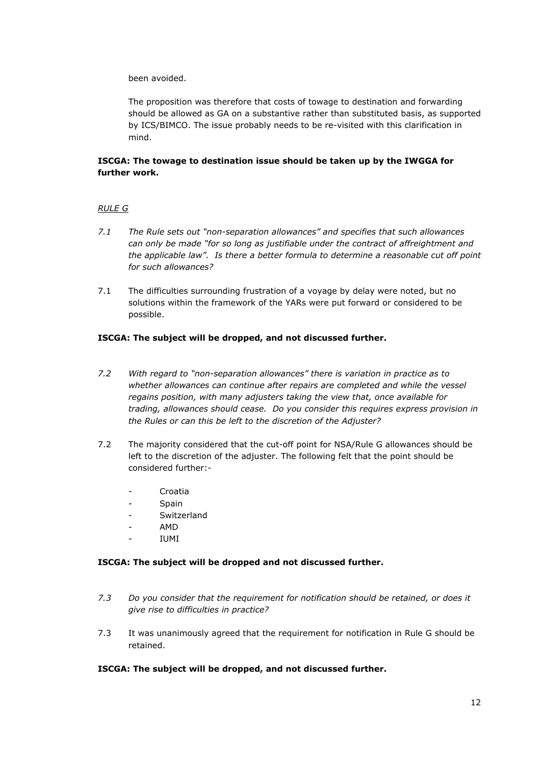been avoided.

The proposition was therefore that costs of towage to destination and forwarding should be allowed as GA on a substantive rather than substituted basis, as supported by ICS/BIMCO. The issue probably needs to be re-visited with this clarification in mind.

**ISCGA: The towage to destination issue should be taken up by the IWGGA for further work.**

*RULE G*

*7.1 The Rule sets out "non-separation allowances" and specifies that such allowances can only be made "for so long as justifiable under the contract of affreightment and the applicable law". Is there a better formula to determine a reasonable cut off point for such allowances?*

7.1 The difficulties surrounding frustration of a voyage by delay were noted, but no solutions within the framework of the YARs were put forward or considered to be possible.

**ISCGA: The subject will be dropped, and not discussed further.**

*7.2 With regard to "non-separation allowances" there is variation in practice as to whether allowances can continue after repairs are completed and while the vessel regains position, with many adjusters taking the view that, once available for trading, allowances should cease. Do you consider this requires express provision in the Rules or can this be left to the discretion of the Adjuster?*

7.2 The majority considered that the cut-off point for NSA/Rule G allowances should be left to the discretion of the adjuster. The following felt that the point should be considered further:-

- Croatia
- Spain
- Switzerland
- AMD
- IUMI

**ISCGA: The subject will be dropped and not discussed further.**

*7.3 Do you consider that the requirement for notification should be retained, or does it give rise to difficulties in practice?*

7.3 It was unanimously agreed that the requirement for notification in Rule G should be retained.

**ISCGA: The subject will be dropped, and not discussed further.**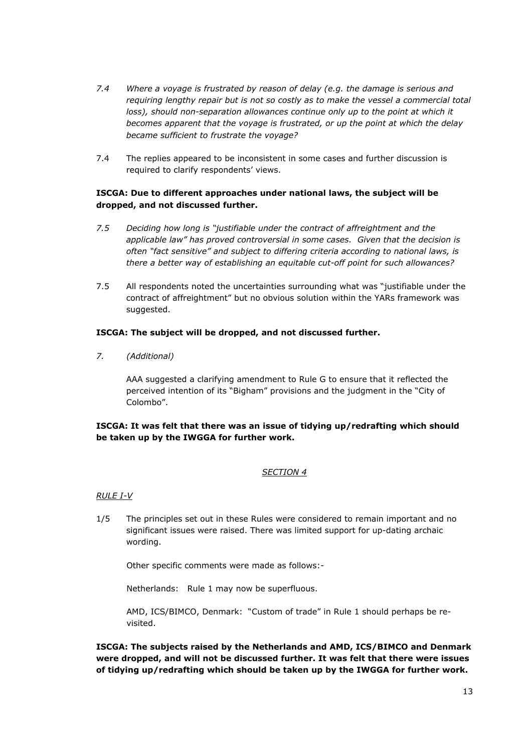*7.4 Where a voyage is frustrated by reason of delay (e.g. the damage is serious and requiring lengthy repair but is not so costly as to make the vessel a commercial total loss), should non-separation allowances continue only up to the point at which it becomes apparent that the voyage is frustrated, or up the point at which the delay became sufficient to frustrate the voyage?*

7.4 The replies appeared to be inconsistent in some cases and further discussion is required to clarify respondents' views.

**ISCGA: Due to different approaches under national laws, the subject will be dropped, and not discussed further.**

*7.5 Deciding how long is "justifiable under the contract of affreightment and the applicable law" has proved controversial in some cases. Given that the decision is often "fact sensitive" and subject to differing criteria according to national laws, is there a better way of establishing an equitable cut-off point for such allowances?*

7.5 All respondents noted the uncertainties surrounding what was "justifiable under the contract of affreightment" but no obvious solution within the YARs framework was suggested.

**ISCGA: The subject will be dropped, and not discussed further.**

*7. (Additional)*

AAA suggested a clarifying amendment to Rule G to ensure that it reflected the perceived intention of its "Bigham" provisions and the judgment in the "City of Colombo".

**ISCGA: It was felt that there was an issue of tidying up/redrafting which should be taken up by the IWGGA for further work.**

## *SECTION 4*

### *RULE I-V*

1/5 The principles set out in these Rules were considered to remain important and no significant issues were raised. There was limited support for up-dating archaic wording.

Other specific comments were made as follows:-

Netherlands: Rule 1 may now be superfluous.

AMD, ICS/BIMCO, Denmark: "Custom of trade" in Rule 1 should perhaps be re-visited.

**ISCGA: The subjects raised by the Netherlands and AMD, ICS/BIMCO and Denmark were dropped, and will not be discussed further. It was felt that there were issues of tidying up/redrafting which should be taken up by the IWGGA for further work.**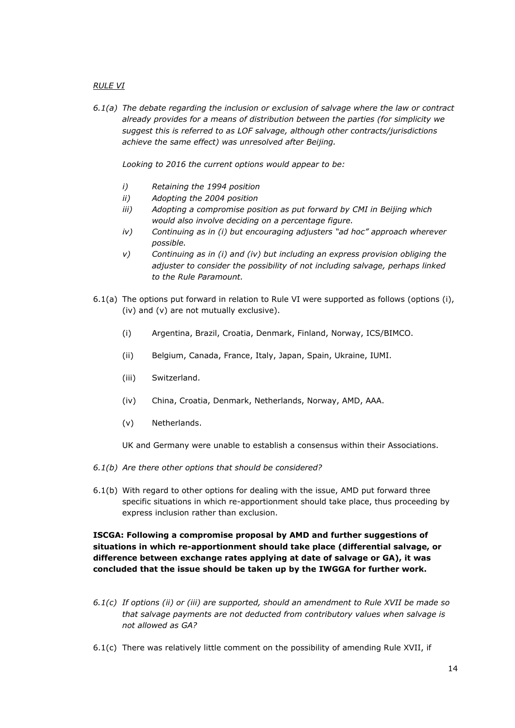*RULE VI*

*6.1(a) The debate regarding the inclusion or exclusion of salvage where the law or contract already provides for a means of distribution between the parties (for simplicity we suggest this is referred to as LOF salvage, although other contracts/jurisdictions achieve the same effect) was unresolved after Beijing.*

*Looking to 2016 the current options would appear to be:*

- *i) Retaining the 1994 position*
- *ii) Adopting the 2004 position*
- *iii) Adopting a compromise position as put forward by CMI in Beijing which would also involve deciding on a percentage figure.*
- *iv) Continuing as in (i) but encouraging adjusters "ad hoc" approach wherever possible.*
- *v) Continuing as in (i) and (iv) but including an express provision obliging the adjuster to consider the possibility of not including salvage, perhaps linked to the Rule Paramount.*

6.1(a) The options put forward in relation to Rule VI were supported as follows (options (i), (iv) and (v) are not mutually exclusive).

- (i) Argentina, Brazil, Croatia, Denmark, Finland, Norway, ICS/BIMCO.
- (ii) Belgium, Canada, France, Italy, Japan, Spain, Ukraine, IUMI.
- (iii) Switzerland.
- (iv) China, Croatia, Denmark, Netherlands, Norway, AMD, AAA.
- (v) Netherlands.

UK and Germany were unable to establish a consensus within their Associations.

*6.1(b) Are there other options that should be considered?*

6.1(b) With regard to other options for dealing with the issue, AMD put forward three specific situations in which re-apportionment should take place, thus proceeding by express inclusion rather than exclusion.

**ISCGA: Following a compromise proposal by AMD and further suggestions of situations in which re-apportionment should take place (differential salvage, or difference between exchange rates applying at date of salvage or GA), it was concluded that the issue should be taken up by the IWGGA for further work.**

*6.1(c) If options (ii) or (iii) are supported, should an amendment to Rule XVII be made so that salvage payments are not deducted from contributory values when salvage is not allowed as GA?*

6.1(c) There was relatively little comment on the possibility of amending Rule XVII, if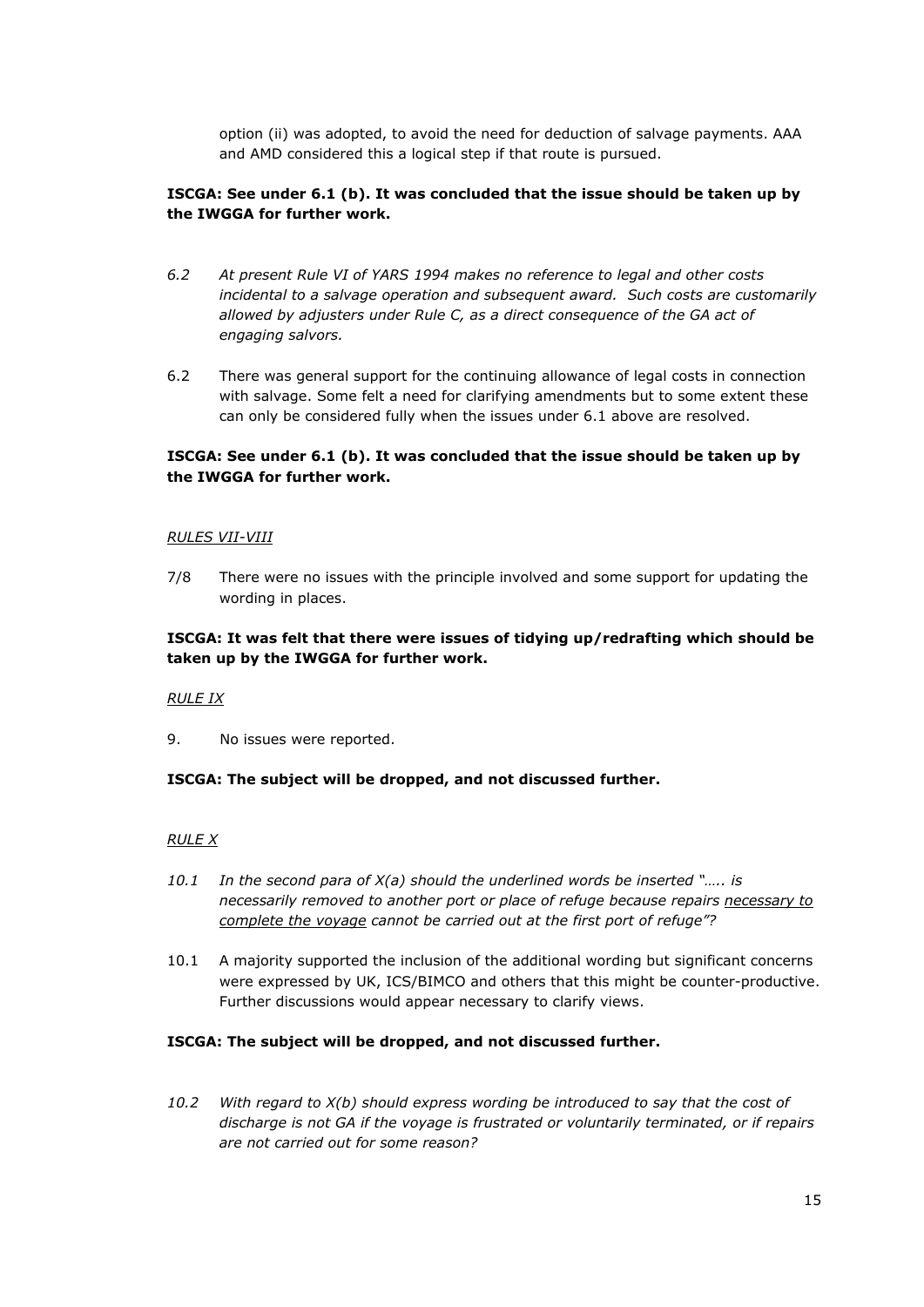option (ii) was adopted, to avoid the need for deduction of salvage payments. AAA and AMD considered this a logical step if that route is pursued.

**ISCGA: See under 6.1 (b). It was concluded that the issue should be taken up by the IWGGA for further work.**

*6.2 At present Rule VI of YARS 1994 makes no reference to legal and other costs incidental to a salvage operation and subsequent award. Such costs are customarily allowed by adjusters under Rule C, as a direct consequence of the GA act of engaging salvors.*

6.2 There was general support for the continuing allowance of legal costs in connection with salvage. Some felt a need for clarifying amendments but to some extent these can only be considered fully when the issues under 6.1 above are resolved.

**ISCGA: See under 6.1 (b). It was concluded that the issue should be taken up by the IWGGA for further work.**

*RULES VII-VIII*

7/8 There were no issues with the principle involved and some support for updating the wording in places.

**ISCGA: It was felt that there were issues of tidying up/redrafting which should be taken up by the IWGGA for further work.**

*RULE IX*

9. No issues were reported.

**ISCGA: The subject will be dropped, and not discussed further.**

*RULE X*

*10.1 In the second para of X(a) should the underlined words be inserted "….. is necessarily removed to another port or place of refuge because repairs necessary to complete the voyage cannot be carried out at the first port of refuge"?*

10.1 A majority supported the inclusion of the additional wording but significant concerns were expressed by UK, ICS/BIMCO and others that this might be counter-productive. Further discussions would appear necessary to clarify views.

**ISCGA: The subject will be dropped, and not discussed further.**

*10.2 With regard to X(b) should express wording be introduced to say that the cost of discharge is not GA if the voyage is frustrated or voluntarily terminated, or if repairs are not carried out for some reason?*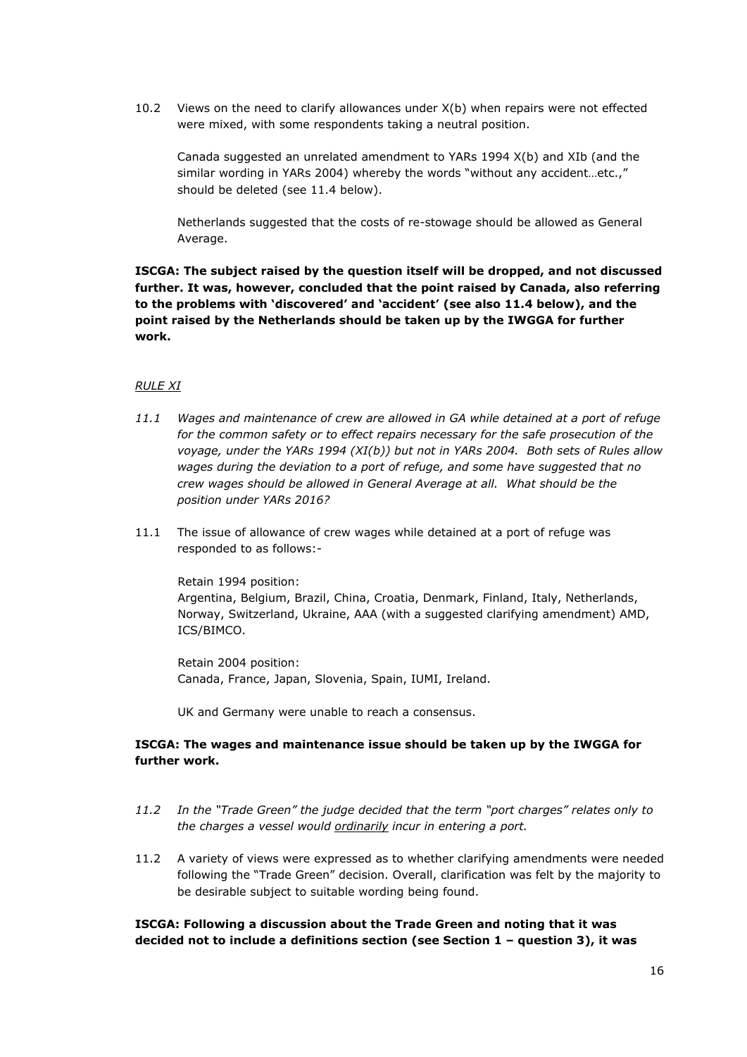10.2 Views on the need to clarify allowances under X(b) when repairs were not effected were mixed, with some respondents taking a neutral position.

Canada suggested an unrelated amendment to YARs 1994 X(b) and XIb (and the similar wording in YARs 2004) whereby the words "without any accident…etc.," should be deleted (see 11.4 below).

Netherlands suggested that the costs of re-stowage should be allowed as General Average.

**ISCGA: The subject raised by the question itself will be dropped, and not discussed further. It was, however, concluded that the point raised by Canada, also referring to the problems with 'discovered' and 'accident' (see also 11.4 below), and the point raised by the Netherlands should be taken up by the IWGGA for further work.**

_RULE XI_

*11.1 Wages and maintenance of crew are allowed in GA while detained at a port of refuge for the common safety or to effect repairs necessary for the safe prosecution of the voyage, under the YARs 1994 (XI(b)) but not in YARs 2004. Both sets of Rules allow wages during the deviation to a port of refuge, and some have suggested that no crew wages should be allowed in General Average at all. What should be the position under YARs 2016?*

11.1 The issue of allowance of crew wages while detained at a port of refuge was responded to as follows:-

Retain 1994 position:
Argentina, Belgium, Brazil, China, Croatia, Denmark, Finland, Italy, Netherlands, Norway, Switzerland, Ukraine, AAA (with a suggested clarifying amendment) AMD, ICS/BIMCO.

Retain 2004 position:
Canada, France, Japan, Slovenia, Spain, IUMI, Ireland.

UK and Germany were unable to reach a consensus.

**ISCGA: The wages and maintenance issue should be taken up by the IWGGA for further work.**

*11.2 In the "Trade Green" the judge decided that the term "port charges" relates only to the charges a vessel would <u>ordinarily</u> incur in entering a port.*

11.2 A variety of views were expressed as to whether clarifying amendments were needed following the "Trade Green" decision. Overall, clarification was felt by the majority to be desirable subject to suitable wording being found.

**ISCGA: Following a discussion about the Trade Green and noting that it was decided not to include a definitions section (see Section 1 – question 3), it was**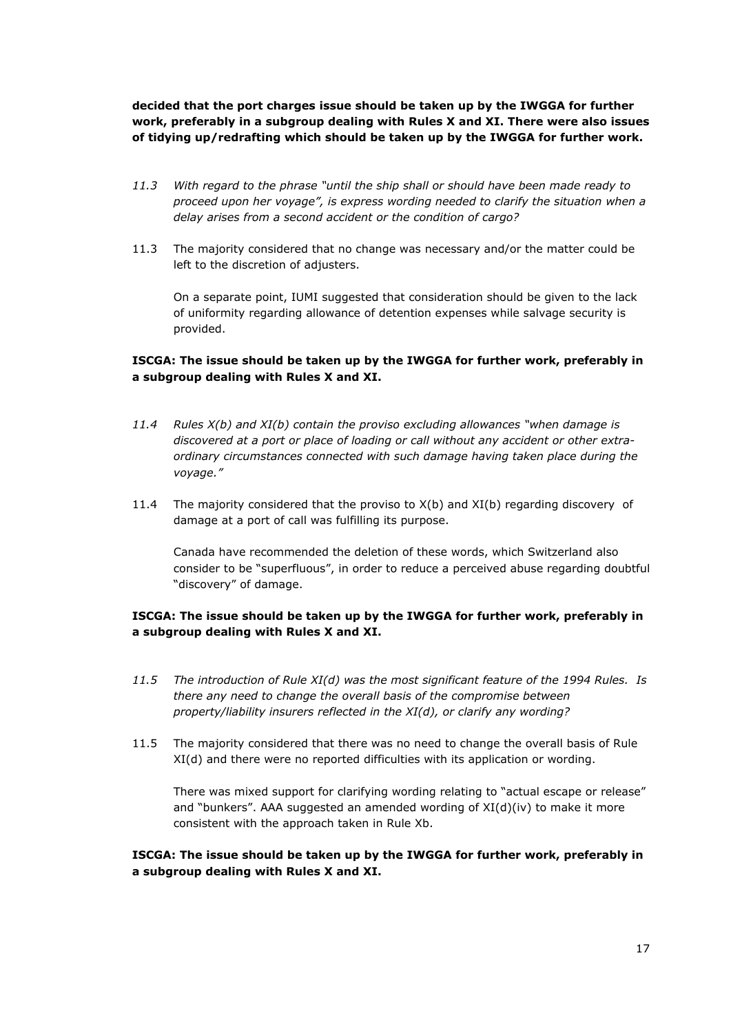**decided that the port charges issue should be taken up by the IWGGA for further work, preferably in a subgroup dealing with Rules X and XI. There were also issues of tidying up/redrafting which should be taken up by the IWGGA for further work.**

*11.3 With regard to the phrase "until the ship shall or should have been made ready to proceed upon her voyage", is express wording needed to clarify the situation when a delay arises from a second accident or the condition of cargo?*

11.3 The majority considered that no change was necessary and/or the matter could be left to the discretion of adjusters.

On a separate point, IUMI suggested that consideration should be given to the lack of uniformity regarding allowance of detention expenses while salvage security is provided.

**ISCGA: The issue should be taken up by the IWGGA for further work, preferably in a subgroup dealing with Rules X and XI.**

*11.4 Rules X(b) and XI(b) contain the proviso excluding allowances "when damage is discovered at a port or place of loading or call without any accident or other extra-ordinary circumstances connected with such damage having taken place during the voyage."*

11.4 The majority considered that the proviso to X(b) and XI(b) regarding discovery of damage at a port of call was fulfilling its purpose.

Canada have recommended the deletion of these words, which Switzerland also consider to be "superfluous", in order to reduce a perceived abuse regarding doubtful "discovery" of damage.

**ISCGA: The issue should be taken up by the IWGGA for further work, preferably in a subgroup dealing with Rules X and XI.**

*11.5 The introduction of Rule XI(d) was the most significant feature of the 1994 Rules. Is there any need to change the overall basis of the compromise between property/liability insurers reflected in the XI(d), or clarify any wording?*

11.5 The majority considered that there was no need to change the overall basis of Rule XI(d) and there were no reported difficulties with its application or wording.

There was mixed support for clarifying wording relating to "actual escape or release" and "bunkers". AAA suggested an amended wording of XI(d)(iv) to make it more consistent with the approach taken in Rule Xb.

**ISCGA: The issue should be taken up by the IWGGA for further work, preferably in a subgroup dealing with Rules X and XI.**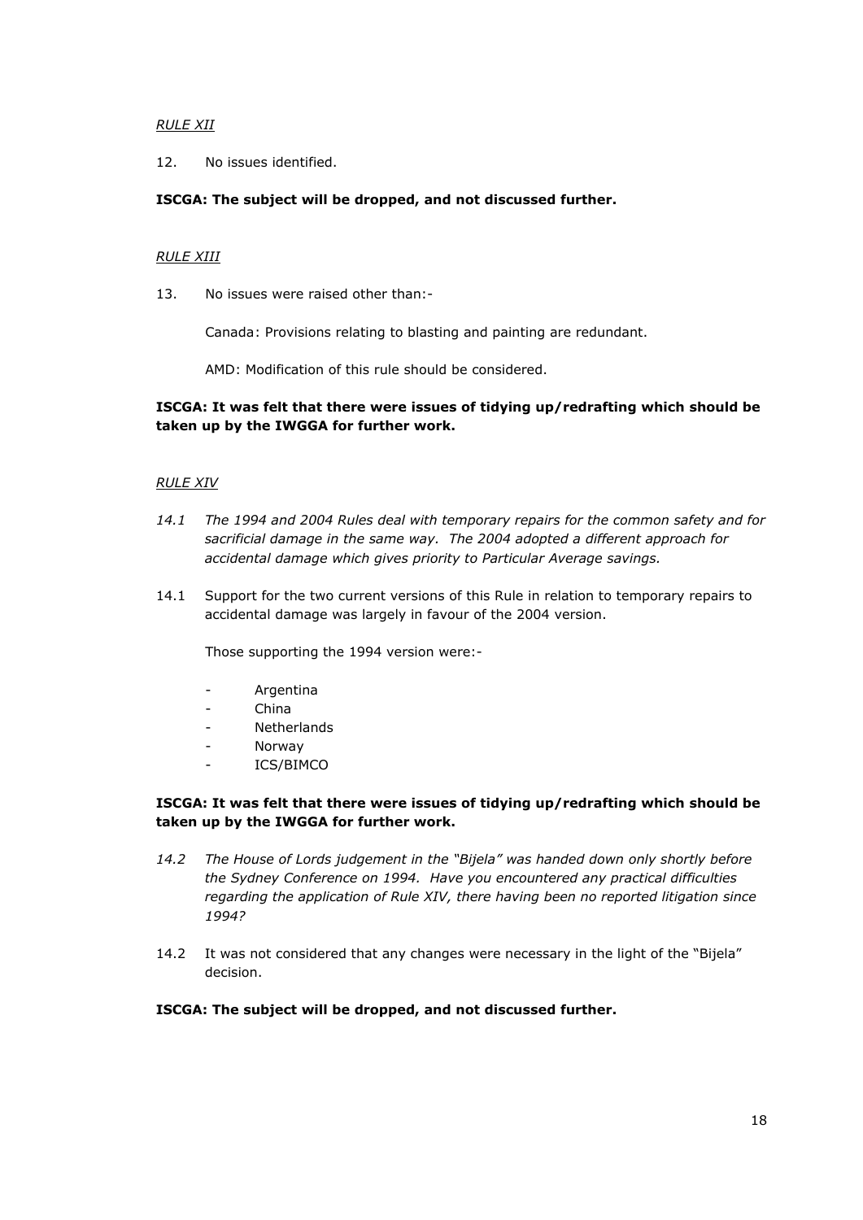*RULE XII*

12. No issues identified.

**ISCGA: The subject will be dropped, and not discussed further.**

*RULE XIII*

13. No issues were raised other than:-

Canada: Provisions relating to blasting and painting are redundant.

AMD: Modification of this rule should be considered.

**ISCGA: It was felt that there were issues of tidying up/redrafting which should be taken up by the IWGGA for further work.**

*RULE XIV*

*14.1 The 1994 and 2004 Rules deal with temporary repairs for the common safety and for sacrificial damage in the same way. The 2004 adopted a different approach for accidental damage which gives priority to Particular Average savings.*

14.1 Support for the two current versions of this Rule in relation to temporary repairs to accidental damage was largely in favour of the 2004 version.

Those supporting the 1994 version were:-

- Argentina
- China
- Netherlands
- Norway
- ICS/BIMCO

**ISCGA: It was felt that there were issues of tidying up/redrafting which should be taken up by the IWGGA for further work.**

*14.2 The House of Lords judgement in the "Bijela" was handed down only shortly before the Sydney Conference on 1994. Have you encountered any practical difficulties regarding the application of Rule XIV, there having been no reported litigation since 1994?*

14.2 It was not considered that any changes were necessary in the light of the "Bijela" decision.

**ISCGA: The subject will be dropped, and not discussed further.**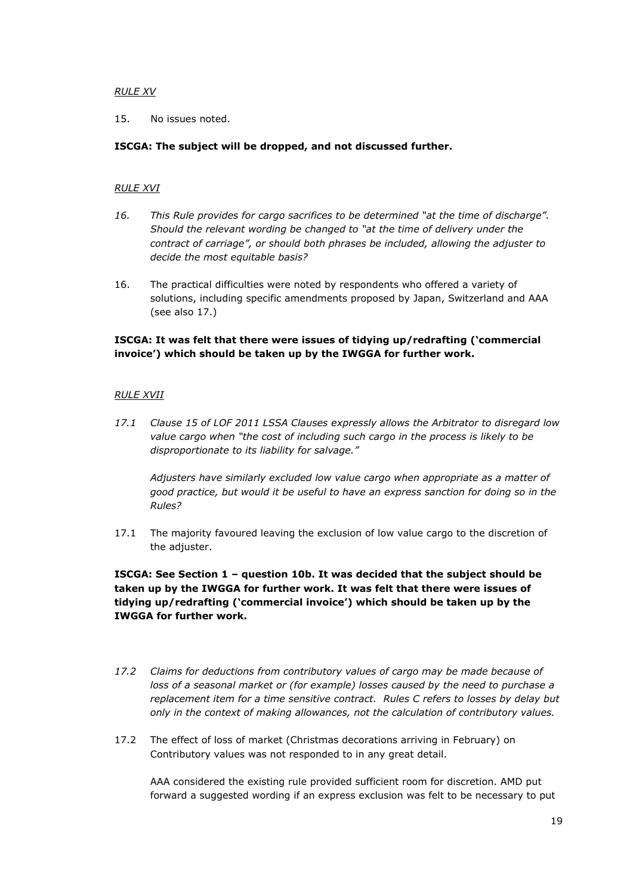*RULE XV*

15. No issues noted.

**ISCGA: The subject will be dropped, and not discussed further.**

*RULE XVI*

*16. This Rule provides for cargo sacrifices to be determined "at the time of discharge". Should the relevant wording be changed to "at the time of delivery under the contract of carriage", or should both phrases be included, allowing the adjuster to decide the most equitable basis?*

16. The practical difficulties were noted by respondents who offered a variety of solutions, including specific amendments proposed by Japan, Switzerland and AAA (see also 17.)

**ISCGA: It was felt that there were issues of tidying up/redrafting ('commercial invoice') which should be taken up by the IWGGA for further work.**

*RULE XVII*

*17.1 Clause 15 of LOF 2011 LSSA Clauses expressly allows the Arbitrator to disregard low value cargo when "the cost of including such cargo in the process is likely to be disproportionate to its liability for salvage."*

*Adjusters have similarly excluded low value cargo when appropriate as a matter of good practice, but would it be useful to have an express sanction for doing so in the Rules?*

17.1 The majority favoured leaving the exclusion of low value cargo to the discretion of the adjuster.

**ISCGA: See Section 1 – question 10b. It was decided that the subject should be taken up by the IWGGA for further work. It was felt that there were issues of tidying up/redrafting ('commercial invoice') which should be taken up by the IWGGA for further work.**

*17.2 Claims for deductions from contributory values of cargo may be made because of loss of a seasonal market or (for example) losses caused by the need to purchase a replacement item for a time sensitive contract. Rules C refers to losses by delay but only in the context of making allowances, not the calculation of contributory values.*

17.2 The effect of loss of market (Christmas decorations arriving in February) on Contributory values was not responded to in any great detail.

AAA considered the existing rule provided sufficient room for discretion. AMD put forward a suggested wording if an express exclusion was felt to be necessary to put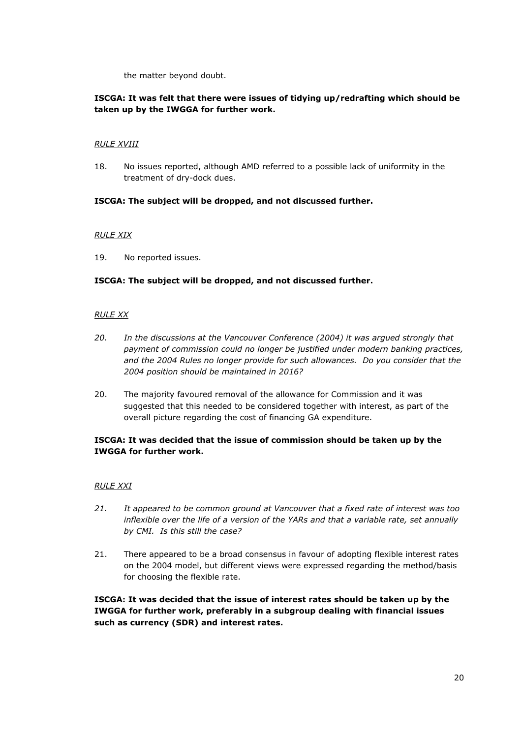the matter beyond doubt.

**ISCGA: It was felt that there were issues of tidying up/redrafting which should be taken up by the IWGGA for further work.**

*RULE XVIII*

18. No issues reported, although AMD referred to a possible lack of uniformity in the treatment of dry-dock dues.

**ISCGA: The subject will be dropped, and not discussed further.**

*RULE XIX*

19. No reported issues.

**ISCGA: The subject will be dropped, and not discussed further.**

*RULE XX*

*20. In the discussions at the Vancouver Conference (2004) it was argued strongly that payment of commission could no longer be justified under modern banking practices, and the 2004 Rules no longer provide for such allowances. Do you consider that the 2004 position should be maintained in 2016?*

20. The majority favoured removal of the allowance for Commission and it was suggested that this needed to be considered together with interest, as part of the overall picture regarding the cost of financing GA expenditure.

**ISCGA: It was decided that the issue of commission should be taken up by the IWGGA for further work.**

*RULE XXI*

*21. It appeared to be common ground at Vancouver that a fixed rate of interest was too inflexible over the life of a version of the YARs and that a variable rate, set annually by CMI. Is this still the case?*

21. There appeared to be a broad consensus in favour of adopting flexible interest rates on the 2004 model, but different views were expressed regarding the method/basis for choosing the flexible rate.

**ISCGA: It was decided that the issue of interest rates should be taken up by the IWGGA for further work, preferably in a subgroup dealing with financial issues such as currency (SDR) and interest rates.**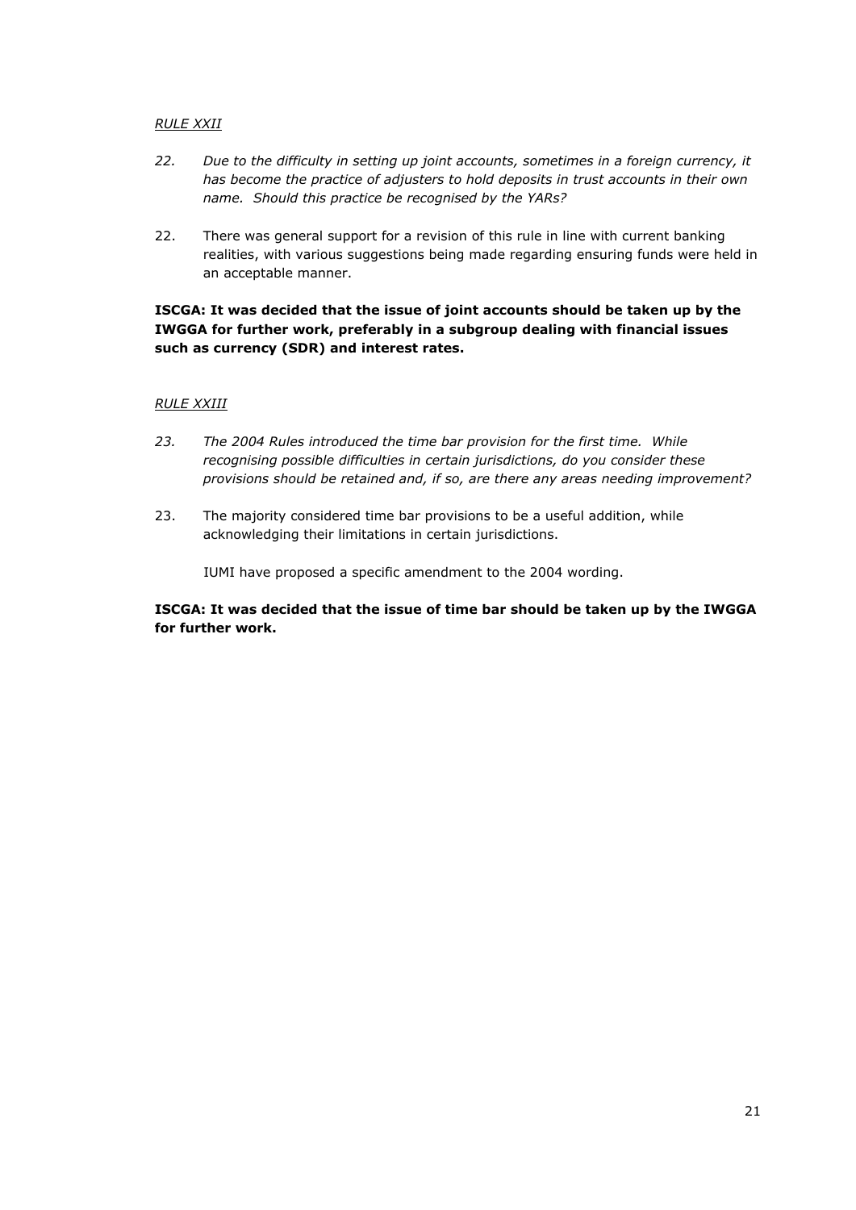*RULE XXII*

*22. Due to the difficulty in setting up joint accounts, sometimes in a foreign currency, it has become the practice of adjusters to hold deposits in trust accounts in their own name. Should this practice be recognised by the YARs?*

22. There was general support for a revision of this rule in line with current banking realities, with various suggestions being made regarding ensuring funds were held in an acceptable manner.

**ISCGA: It was decided that the issue of joint accounts should be taken up by the IWGGA for further work, preferably in a subgroup dealing with financial issues such as currency (SDR) and interest rates.**

*RULE XXIII*

*23. The 2004 Rules introduced the time bar provision for the first time. While recognising possible difficulties in certain jurisdictions, do you consider these provisions should be retained and, if so, are there any areas needing improvement?*

23. The majority considered time bar provisions to be a useful addition, while acknowledging their limitations in certain jurisdictions.

IUMI have proposed a specific amendment to the 2004 wording.

**ISCGA: It was decided that the issue of time bar should be taken up by the IWGGA for further work.**